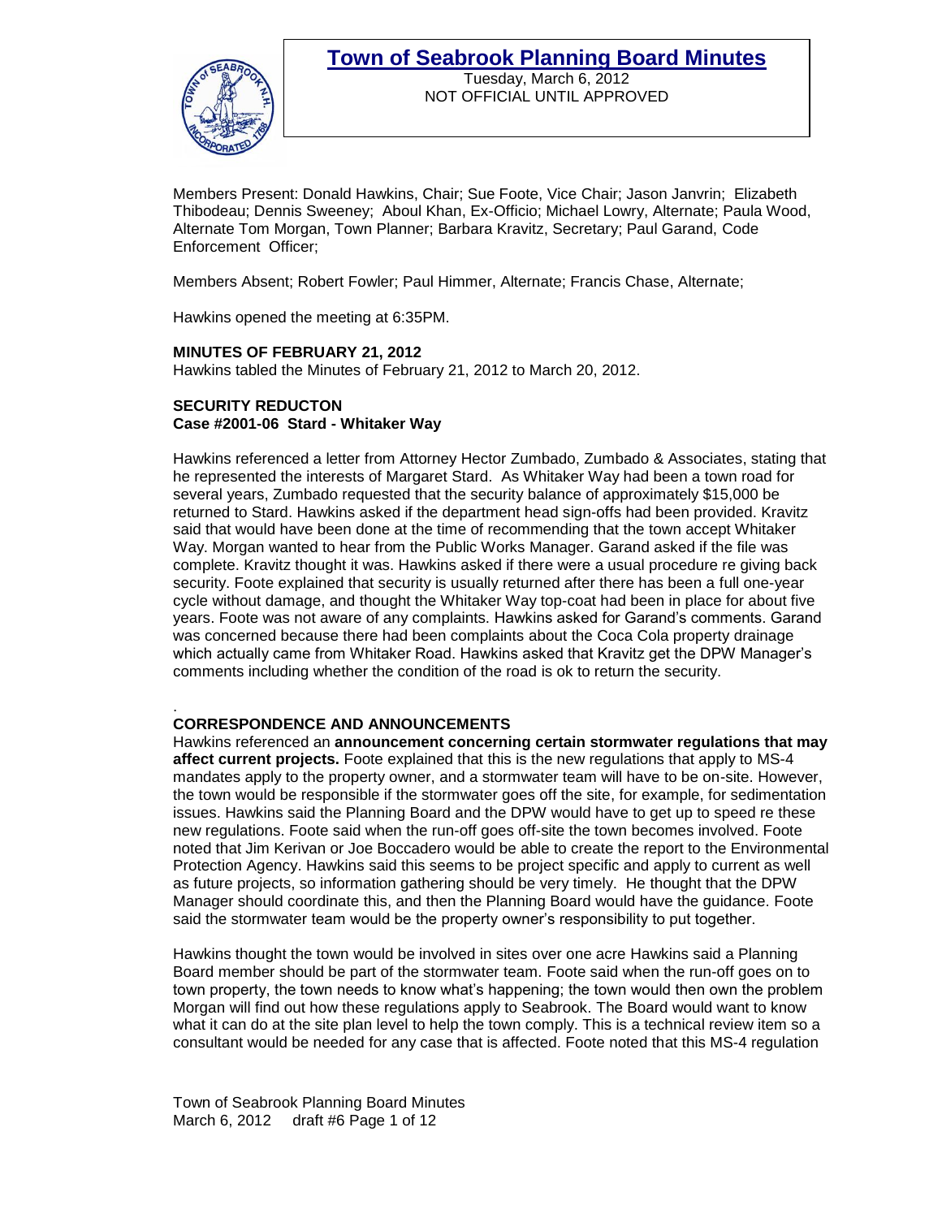# Town of Seabrook Planning Board Minutes

Tuesday, March 6, 2012
NOT OFFICIAL UNTIL APPROVED

Members Present: Donald Hawkins, Chair; Sue Foote, Vice Chair; Jason Janvrin; Elizabeth Thibodeau; Dennis Sweeney; Aboul Khan, Ex-Officio; Michael Lowry, Alternate; Paula Wood, Alternate Tom Morgan, Town Planner; Barbara Kravitz, Secretary; Paul Garand, Code Enforcement Officer;

Members Absent; Robert Fowler; Paul Himmer, Alternate; Francis Chase, Alternate;

Hawkins opened the meeting at 6:35PM.

**MINUTES OF FEBRUARY 21, 2012**

Hawkins tabled the Minutes of February 21, 2012 to March 20, 2012.

**SECURITY REDUCTON**
**Case #2001-06 Stard - Whitaker Way**

Hawkins referenced a letter from Attorney Hector Zumbado, Zumbado & Associates, stating that he represented the interests of Margaret Stard. As Whitaker Way had been a town road for several years, Zumbado requested that the security balance of approximately $15,000 be returned to Stard. Hawkins asked if the department head sign-offs had been provided. Kravitz said that would have been done at the time of recommending that the town accept Whitaker Way. Morgan wanted to hear from the Public Works Manager. Garand asked if the file was complete. Kravitz thought it was. Hawkins asked if there were a usual procedure re giving back security. Foote explained that security is usually returned after there has been a full one-year cycle without damage, and thought the Whitaker Way top-coat had been in place for about five years. Foote was not aware of any complaints. Hawkins asked for Garand's comments. Garand was concerned because there had been complaints about the Coca Cola property drainage which actually came from Whitaker Road. Hawkins asked that Kravitz get the DPW Manager's comments including whether the condition of the road is ok to return the security.

.

**CORRESPONDENCE AND ANNOUNCEMENTS**

Hawkins referenced an **announcement concerning certain stormwater regulations that may affect current projects.** Foote explained that this is the new regulations that apply to MS-4 mandates apply to the property owner, and a stormwater team will have to be on-site. However, the town would be responsible if the stormwater goes off the site, for example, for sedimentation issues. Hawkins said the Planning Board and the DPW would have to get up to speed re these new regulations. Foote said when the run-off goes off-site the town becomes involved. Foote noted that Jim Kerivan or Joe Boccadero would be able to create the report to the Environmental Protection Agency. Hawkins said this seems to be project specific and apply to current as well as future projects, so information gathering should be very timely. He thought that the DPW Manager should coordinate this, and then the Planning Board would have the guidance. Foote said the stormwater team would be the property owner's responsibility to put together.

Hawkins thought the town would be involved in sites over one acre Hawkins said a Planning Board member should be part of the stormwater team. Foote said when the run-off goes on to town property, the town needs to know what's happening; the town would then own the problem Morgan will find out how these regulations apply to Seabrook. The Board would want to know what it can do at the site plan level to help the town comply. This is a technical review item so a consultant would be needed for any case that is affected. Foote noted that this MS-4 regulation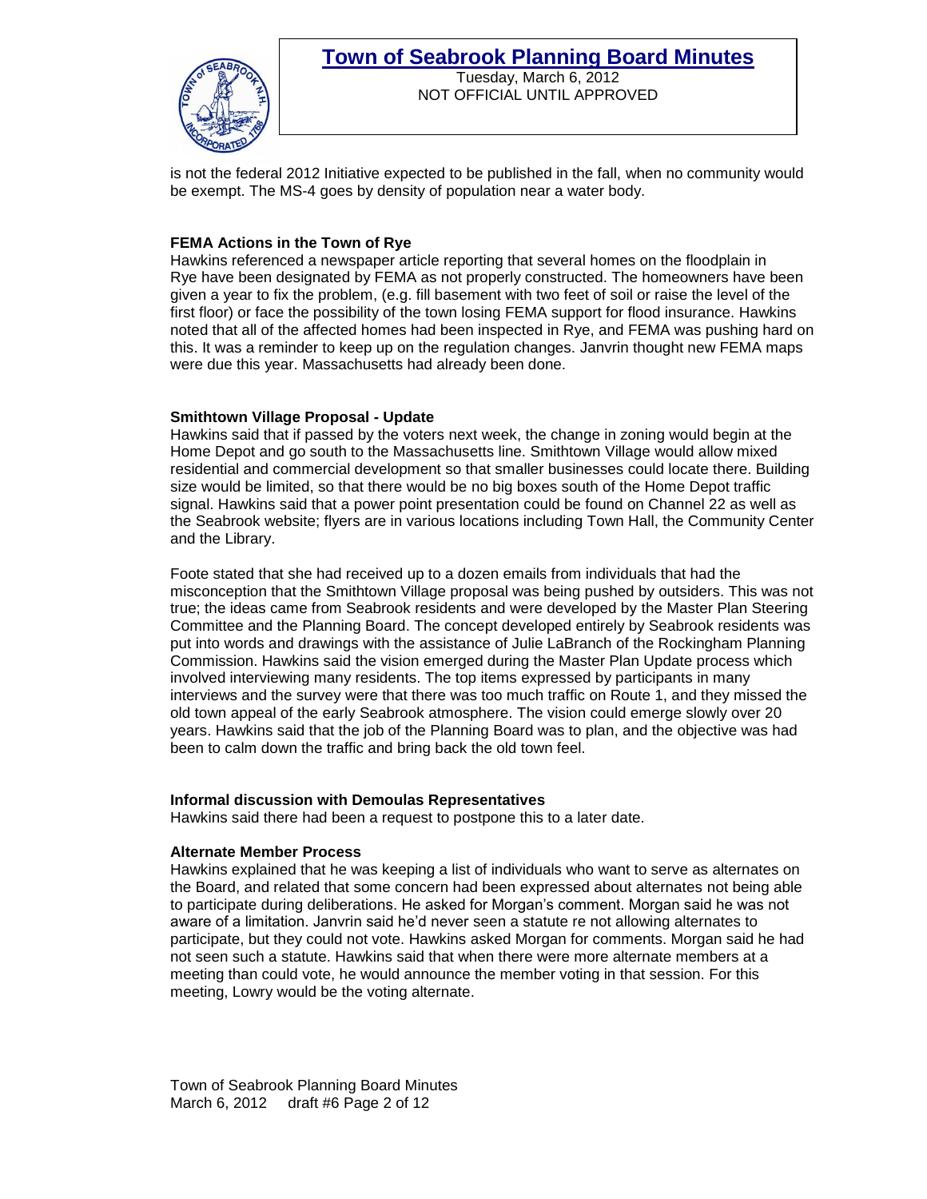is not the federal 2012 Initiative expected to be published in the fall, when no community would be exempt. The MS-4 goes by density of population near a water body.

**FEMA Actions in the Town of Rye**

Hawkins referenced a newspaper article reporting that several homes on the floodplain in Rye have been designated by FEMA as not properly constructed. The homeowners have been given a year to fix the problem, (e.g. fill basement with two feet of soil or raise the level of the first floor) or face the possibility of the town losing FEMA support for flood insurance. Hawkins noted that all of the affected homes had been inspected in Rye, and FEMA was pushing hard on this. It was a reminder to keep up on the regulation changes. Janvrin thought new FEMA maps were due this year. Massachusetts had already been done.

**Smithtown Village Proposal - Update**

Hawkins said that if passed by the voters next week, the change in zoning would begin at the Home Depot and go south to the Massachusetts line. Smithtown Village would allow mixed residential and commercial development so that smaller businesses could locate there. Building size would be limited, so that there would be no big boxes south of the Home Depot traffic signal. Hawkins said that a power point presentation could be found on Channel 22 as well as the Seabrook website; flyers are in various locations including Town Hall, the Community Center and the Library.

Foote stated that she had received up to a dozen emails from individuals that had the misconception that the Smithtown Village proposal was being pushed by outsiders. This was not true; the ideas came from Seabrook residents and were developed by the Master Plan Steering Committee and the Planning Board. The concept developed entirely by Seabrook residents was put into words and drawings with the assistance of Julie LaBranch of the Rockingham Planning Commission. Hawkins said the vision emerged during the Master Plan Update process which involved interviewing many residents. The top items expressed by participants in many interviews and the survey were that there was too much traffic on Route 1, and they missed the old town appeal of the early Seabrook atmosphere. The vision could emerge slowly over 20 years. Hawkins said that the job of the Planning Board was to plan, and the objective was had been to calm down the traffic and bring back the old town feel.

**Informal discussion with Demoulas Representatives**

Hawkins said there had been a request to postpone this to a later date.

**Alternate Member Process**

Hawkins explained that he was keeping a list of individuals who want to serve as alternates on the Board, and related that some concern had been expressed about alternates not being able to participate during deliberations. He asked for Morgan's comment. Morgan said he was not aware of a limitation. Janvrin said he'd never seen a statute re not allowing alternates to participate, but they could not vote. Hawkins asked Morgan for comments. Morgan said he had not seen such a statute. Hawkins said that when there were more alternate members at a meeting than could vote, he would announce the member voting in that session. For this meeting, Lowry would be the voting alternate.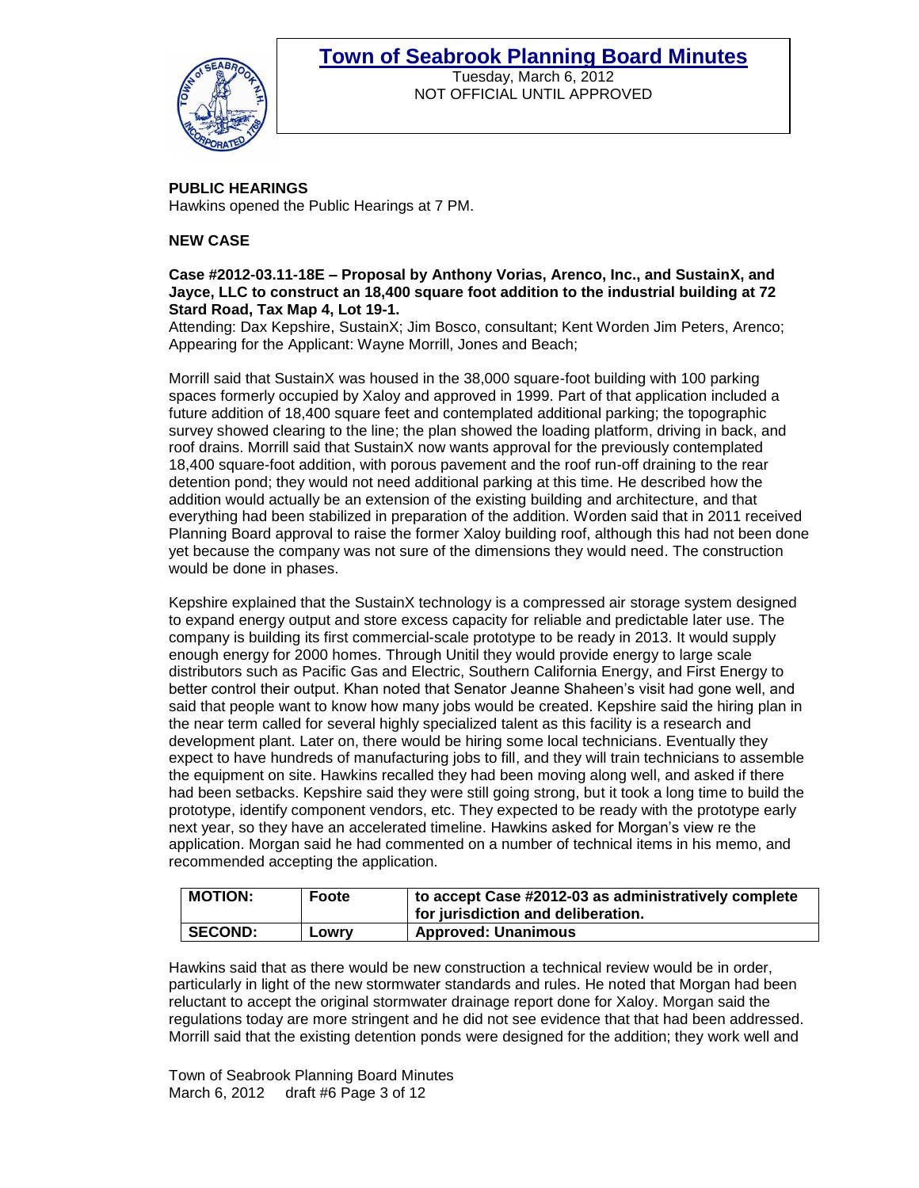**PUBLIC HEARINGS**
Hawkins opened the Public Hearings at 7 PM.

**NEW CASE**

**Case #2012-03.11-18E – Proposal by Anthony Vorias, Arenco, Inc., and SustainX, and Jayce, LLC to construct an 18,400 square foot addition to the industrial building at 72 Stard Road, Tax Map 4, Lot 19-1.**
Attending: Dax Kepshire, SustainX; Jim Bosco, consultant; Kent Worden Jim Peters, Arenco; Appearing for the Applicant: Wayne Morrill, Jones and Beach;

Morrill said that SustainX was housed in the 38,000 square-foot building with 100 parking spaces formerly occupied by Xaloy and approved in 1999. Part of that application included a future addition of 18,400 square feet and contemplated additional parking; the topographic survey showed clearing to the line; the plan showed the loading platform, driving in back, and roof drains. Morrill said that SustainX now wants approval for the previously contemplated 18,400 square-foot addition, with porous pavement and the roof run-off draining to the rear detention pond; they would not need additional parking at this time. He described how the addition would actually be an extension of the existing building and architecture, and that everything had been stabilized in preparation of the addition. Worden said that in 2011 received Planning Board approval to raise the former Xaloy building roof, although this had not been done yet because the company was not sure of the dimensions they would need. The construction would be done in phases.

Kepshire explained that the SustainX technology is a compressed air storage system designed to expand energy output and store excess capacity for reliable and predictable later use. The company is building its first commercial-scale prototype to be ready in 2013. It would supply enough energy for 2000 homes. Through Unitil they would provide energy to large scale distributors such as Pacific Gas and Electric, Southern California Energy, and First Energy to better control their output. Khan noted that Senator Jeanne Shaheen's visit had gone well, and said that people want to know how many jobs would be created. Kepshire said the hiring plan in the near term called for several highly specialized talent as this facility is a research and development plant. Later on, there would be hiring some local technicians. Eventually they expect to have hundreds of manufacturing jobs to fill, and they will train technicians to assemble the equipment on site. Hawkins recalled they had been moving along well, and asked if there had been setbacks. Kepshire said they were still going strong, but it took a long time to build the prototype, identify component vendors, etc. They expected to be ready with the prototype early next year, so they have an accelerated timeline. Hawkins asked for Morgan's view re the application. Morgan said he had commented on a number of technical items in his memo, and recommended accepting the application.

| **MOTION:** | **Foote** | **to accept Case #2012-03 as administratively complete for jurisdiction and deliberation.** |
|---|---|---|
| **SECOND:** | **Lowry** | **Approved: Unanimous** |

Hawkins said that as there would be new construction a technical review would be in order, particularly in light of the new stormwater standards and rules. He noted that Morgan had been reluctant to accept the original stormwater drainage report done for Xaloy. Morgan said the regulations today are more stringent and he did not see evidence that that had been addressed. Morrill said that the existing detention ponds were designed for the addition; they work well and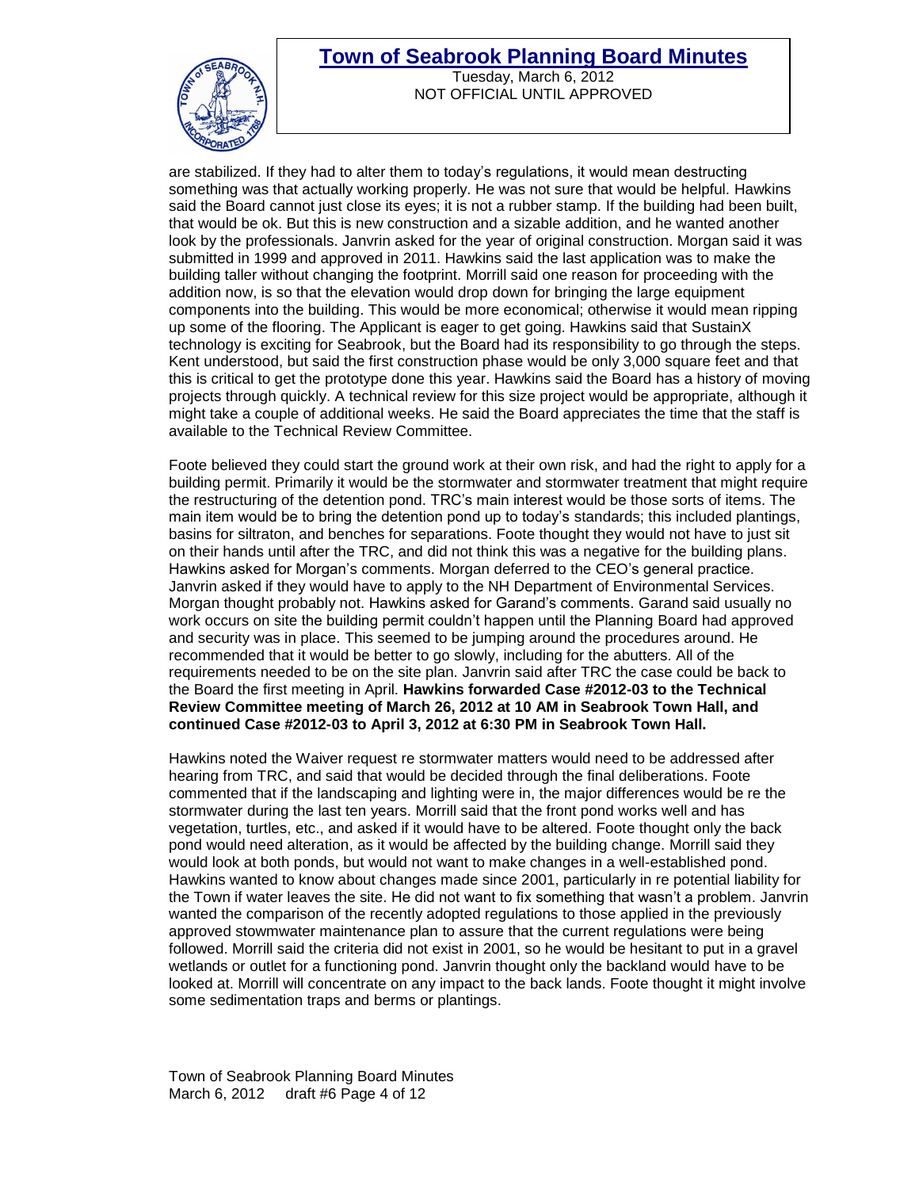are stabilized. If they had to alter them to today's regulations, it would mean destructing something was that actually working properly. He was not sure that would be helpful. Hawkins said the Board cannot just close its eyes; it is not a rubber stamp. If the building had been built, that would be ok. But this is new construction and a sizable addition, and he wanted another look by the professionals. Janvrin asked for the year of original construction. Morgan said it was submitted in 1999 and approved in 2011. Hawkins said the last application was to make the building taller without changing the footprint. Morrill said one reason for proceeding with the addition now, is so that the elevation would drop down for bringing the large equipment components into the building. This would be more economical; otherwise it would mean ripping up some of the flooring. The Applicant is eager to get going. Hawkins said that SustainX technology is exciting for Seabrook, but the Board had its responsibility to go through the steps. Kent understood, but said the first construction phase would be only 3,000 square feet and that this is critical to get the prototype done this year. Hawkins said the Board has a history of moving projects through quickly. A technical review for this size project would be appropriate, although it might take a couple of additional weeks. He said the Board appreciates the time that the staff is available to the Technical Review Committee.

Foote believed they could start the ground work at their own risk, and had the right to apply for a building permit. Primarily it would be the stormwater and stormwater treatment that might require the restructuring of the detention pond. TRC's main interest would be those sorts of items. The main item would be to bring the detention pond up to today's standards; this included plantings, basins for siltraton, and benches for separations. Foote thought they would not have to just sit on their hands until after the TRC, and did not think this was a negative for the building plans. Hawkins asked for Morgan's comments. Morgan deferred to the CEO's general practice. Janvrin asked if they would have to apply to the NH Department of Environmental Services. Morgan thought probably not. Hawkins asked for Garand's comments. Garand said usually no work occurs on site the building permit couldn't happen until the Planning Board had approved and security was in place. This seemed to be jumping around the procedures around. He recommended that it would be better to go slowly, including for the abutters. All of the requirements needed to be on the site plan. Janvrin said after TRC the case could be back to the Board the first meeting in April. **Hawkins forwarded Case #2012-03 to the Technical Review Committee meeting of March 26, 2012 at 10 AM in Seabrook Town Hall, and continued Case #2012-03 to April 3, 2012 at 6:30 PM in Seabrook Town Hall.**

Hawkins noted the Waiver request re stormwater matters would need to be addressed after hearing from TRC, and said that would be decided through the final deliberations. Foote commented that if the landscaping and lighting were in, the major differences would be re the stormwater during the last ten years. Morrill said that the front pond works well and has vegetation, turtles, etc., and asked if it would have to be altered. Foote thought only the back pond would need alteration, as it would be affected by the building change. Morrill said they would look at both ponds, but would not want to make changes in a well-established pond. Hawkins wanted to know about changes made since 2001, particularly in re potential liability for the Town if water leaves the site. He did not want to fix something that wasn't a problem. Janvrin wanted the comparison of the recently adopted regulations to those applied in the previously approved stowmwater maintenance plan to assure that the current regulations were being followed. Morrill said the criteria did not exist in 2001, so he would be hesitant to put in a gravel wetlands or outlet for a functioning pond. Janvrin thought only the backland would have to be looked at. Morrill will concentrate on any impact to the back lands. Foote thought it might involve some sedimentation traps and berms or plantings.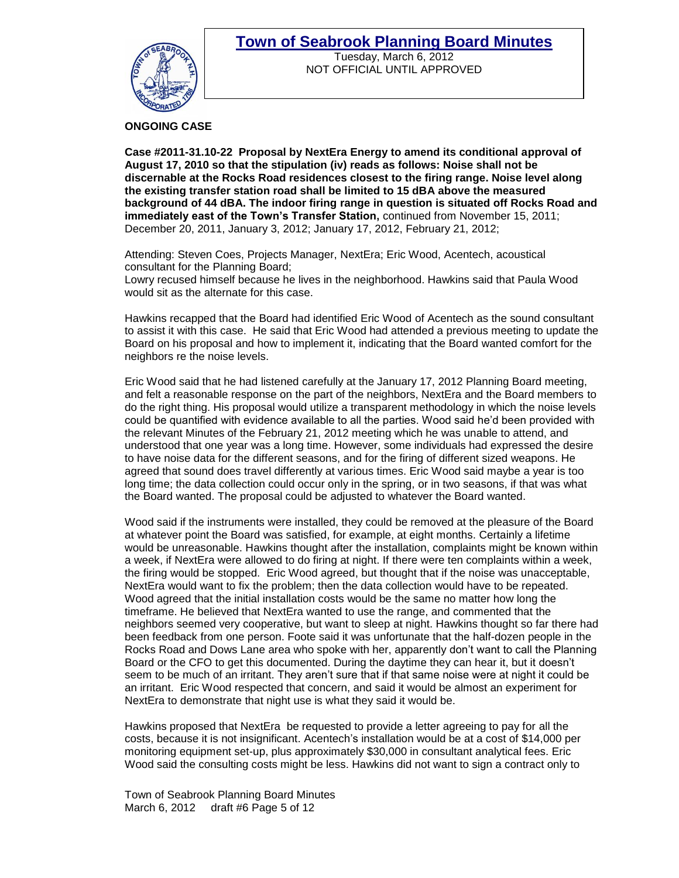**ONGOING CASE**

**Case #2011-31.10-22 Proposal by NextEra Energy to amend its conditional approval of August 17, 2010 so that the stipulation (iv) reads as follows: Noise shall not be discernable at the Rocks Road residences closest to the firing range. Noise level along the existing transfer station road shall be limited to 15 dBA above the measured background of 44 dBA. The indoor firing range in question is situated off Rocks Road and immediately east of the Town's Transfer Station,** continued from November 15, 2011; December 20, 2011, January 3, 2012; January 17, 2012, February 21, 2012;

Attending: Steven Coes, Projects Manager, NextEra; Eric Wood, Acentech, acoustical consultant for the Planning Board;
Lowry recused himself because he lives in the neighborhood. Hawkins said that Paula Wood would sit as the alternate for this case.

Hawkins recapped that the Board had identified Eric Wood of Acentech as the sound consultant to assist it with this case. He said that Eric Wood had attended a previous meeting to update the Board on his proposal and how to implement it, indicating that the Board wanted comfort for the neighbors re the noise levels.

Eric Wood said that he had listened carefully at the January 17, 2012 Planning Board meeting, and felt a reasonable response on the part of the neighbors, NextEra and the Board members to do the right thing. His proposal would utilize a transparent methodology in which the noise levels could be quantified with evidence available to all the parties. Wood said he'd been provided with the relevant Minutes of the February 21, 2012 meeting which he was unable to attend, and understood that one year was a long time. However, some individuals had expressed the desire to have noise data for the different seasons, and for the firing of different sized weapons. He agreed that sound does travel differently at various times. Eric Wood said maybe a year is too long time; the data collection could occur only in the spring, or in two seasons, if that was what the Board wanted. The proposal could be adjusted to whatever the Board wanted.

Wood said if the instruments were installed, they could be removed at the pleasure of the Board at whatever point the Board was satisfied, for example, at eight months. Certainly a lifetime would be unreasonable. Hawkins thought after the installation, complaints might be known within a week, if NextEra were allowed to do firing at night. If there were ten complaints within a week, the firing would be stopped. Eric Wood agreed, but thought that if the noise was unacceptable, NextEra would want to fix the problem; then the data collection would have to be repeated. Wood agreed that the initial installation costs would be the same no matter how long the timeframe. He believed that NextEra wanted to use the range, and commented that the neighbors seemed very cooperative, but want to sleep at night. Hawkins thought so far there had been feedback from one person. Foote said it was unfortunate that the half-dozen people in the Rocks Road and Dows Lane area who spoke with her, apparently don't want to call the Planning Board or the CFO to get this documented. During the daytime they can hear it, but it doesn't seem to be much of an irritant. They aren't sure that if that same noise were at night it could be an irritant. Eric Wood respected that concern, and said it would be almost an experiment for NextEra to demonstrate that night use is what they said it would be.

Hawkins proposed that NextEra be requested to provide a letter agreeing to pay for all the costs, because it is not insignificant. Acentech's installation would be at a cost of $14,000 per monitoring equipment set-up, plus approximately $30,000 in consultant analytical fees. Eric Wood said the consulting costs might be less. Hawkins did not want to sign a contract only to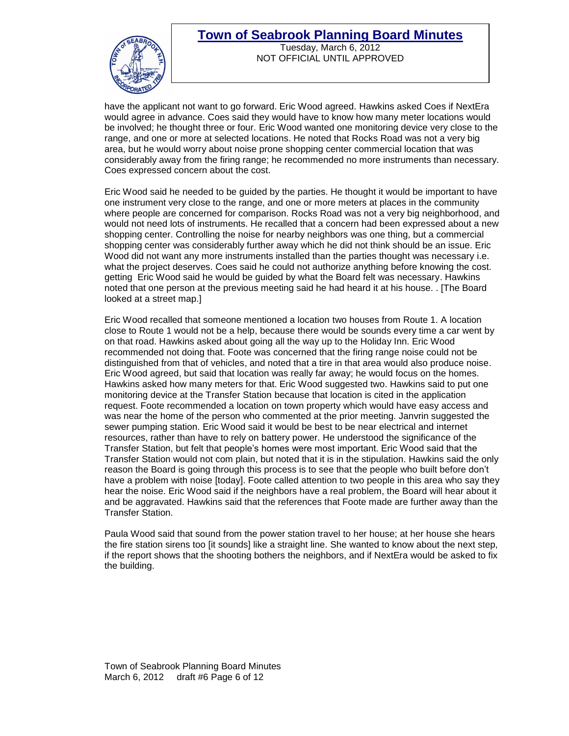have the applicant not want to go forward. Eric Wood agreed. Hawkins asked Coes if NextEra would agree in advance. Coes said they would have to know how many meter locations would be involved; he thought three or four. Eric Wood wanted one monitoring device very close to the range, and one or more at selected locations. He noted that Rocks Road was not a very big area, but he would worry about noise prone shopping center commercial location that was considerably away from the firing range; he recommended no more instruments than necessary. Coes expressed concern about the cost.

Eric Wood said he needed to be guided by the parties. He thought it would be important to have one instrument very close to the range, and one or more meters at places in the community where people are concerned for comparison. Rocks Road was not a very big neighborhood, and would not need lots of instruments. He recalled that a concern had been expressed about a new shopping center. Controlling the noise for nearby neighbors was one thing, but a commercial shopping center was considerably further away which he did not think should be an issue. Eric Wood did not want any more instruments installed than the parties thought was necessary i.e. what the project deserves. Coes said he could not authorize anything before knowing the cost. getting Eric Wood said he would be guided by what the Board felt was necessary. Hawkins noted that one person at the previous meeting said he had heard it at his house. . [The Board looked at a street map.]

Eric Wood recalled that someone mentioned a location two houses from Route 1. A location close to Route 1 would not be a help, because there would be sounds every time a car went by on that road. Hawkins asked about going all the way up to the Holiday Inn. Eric Wood recommended not doing that. Foote was concerned that the firing range noise could not be distinguished from that of vehicles, and noted that a tire in that area would also produce noise. Eric Wood agreed, but said that location was really far away; he would focus on the homes. Hawkins asked how many meters for that. Eric Wood suggested two. Hawkins said to put one monitoring device at the Transfer Station because that location is cited in the application request. Foote recommended a location on town property which would have easy access and was near the home of the person who commented at the prior meeting. Janvrin suggested the sewer pumping station. Eric Wood said it would be best to be near electrical and internet resources, rather than have to rely on battery power. He understood the significance of the Transfer Station, but felt that people's homes were most important. Eric Wood said that the Transfer Station would not com plain, but noted that it is in the stipulation. Hawkins said the only reason the Board is going through this process is to see that the people who built before don't have a problem with noise [today]. Foote called attention to two people in this area who say they hear the noise. Eric Wood said if the neighbors have a real problem, the Board will hear about it and be aggravated. Hawkins said that the references that Foote made are further away than the Transfer Station.

Paula Wood said that sound from the power station travel to her house; at her house she hears the fire station sirens too [it sounds] like a straight line. She wanted to know about the next step, if the report shows that the shooting bothers the neighbors, and if NextEra would be asked to fix the building.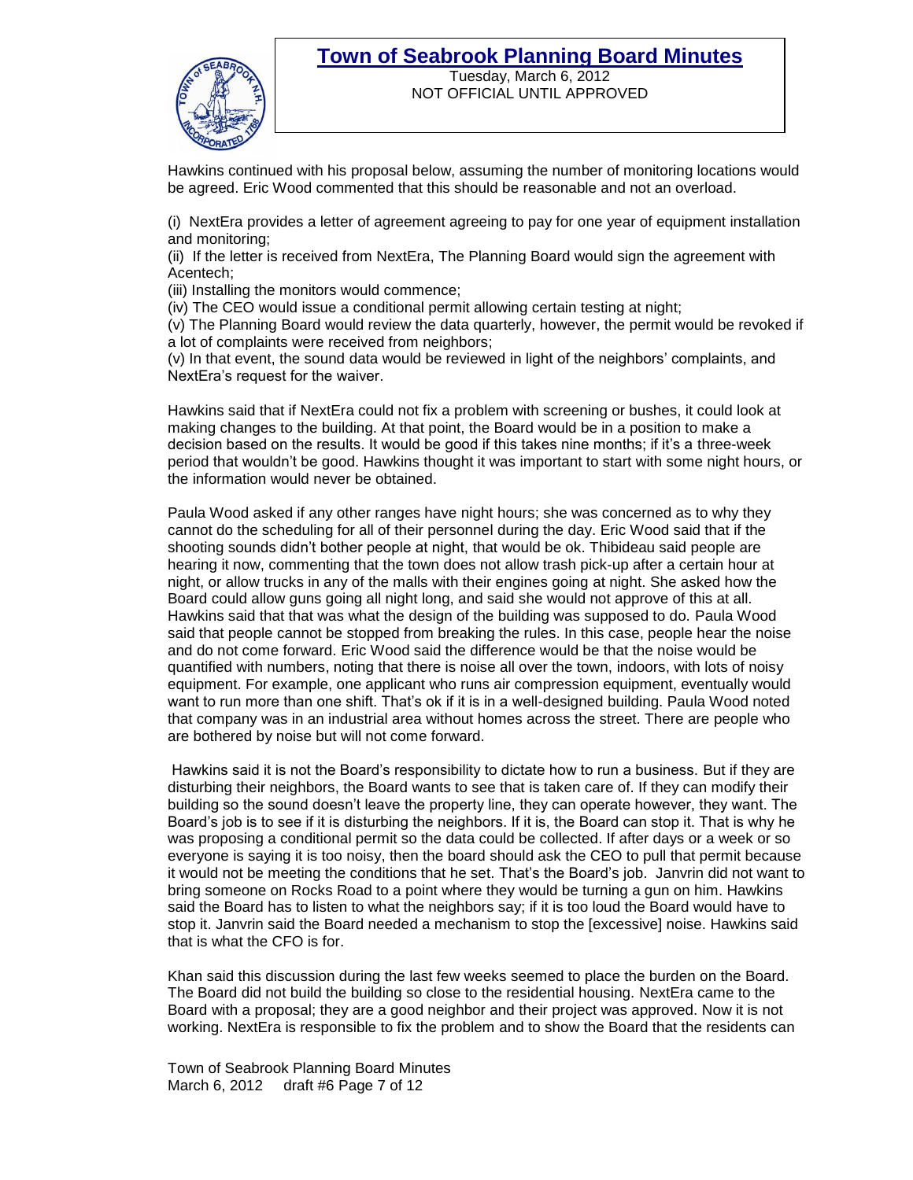Hawkins continued with his proposal below, assuming the number of monitoring locations would be agreed. Eric Wood commented that this should be reasonable and not an overload.

(i) NextEra provides a letter of agreement agreeing to pay for one year of equipment installation and monitoring;
(ii) If the letter is received from NextEra, The Planning Board would sign the agreement with Acentech;
(iii) Installing the monitors would commence;
(iv) The CEO would issue a conditional permit allowing certain testing at night;
(v) The Planning Board would review the data quarterly, however, the permit would be revoked if a lot of complaints were received from neighbors;
(v) In that event, the sound data would be reviewed in light of the neighbors' complaints, and NextEra's request for the waiver.

Hawkins said that if NextEra could not fix a problem with screening or bushes, it could look at making changes to the building. At that point, the Board would be in a position to make a decision based on the results. It would be good if this takes nine months; if it's a three-week period that wouldn't be good. Hawkins thought it was important to start with some night hours, or the information would never be obtained.

Paula Wood asked if any other ranges have night hours; she was concerned as to why they cannot do the scheduling for all of their personnel during the day. Eric Wood said that if the shooting sounds didn't bother people at night, that would be ok. Thibideau said people are hearing it now, commenting that the town does not allow trash pick-up after a certain hour at night, or allow trucks in any of the malls with their engines going at night. She asked how the Board could allow guns going all night long, and said she would not approve of this at all. Hawkins said that that was what the design of the building was supposed to do. Paula Wood said that people cannot be stopped from breaking the rules. In this case, people hear the noise and do not come forward. Eric Wood said the difference would be that the noise would be quantified with numbers, noting that there is noise all over the town, indoors, with lots of noisy equipment. For example, one applicant who runs air compression equipment, eventually would want to run more than one shift. That's ok if it is in a well-designed building. Paula Wood noted that company was in an industrial area without homes across the street. There are people who are bothered by noise but will not come forward.

Hawkins said it is not the Board's responsibility to dictate how to run a business. But if they are disturbing their neighbors, the Board wants to see that is taken care of. If they can modify their building so the sound doesn't leave the property line, they can operate however, they want. The Board's job is to see if it is disturbing the neighbors. If it is, the Board can stop it. That is why he was proposing a conditional permit so the data could be collected. If after days or a week or so everyone is saying it is too noisy, then the board should ask the CEO to pull that permit because it would not be meeting the conditions that he set. That's the Board's job. Janvrin did not want to bring someone on Rocks Road to a point where they would be turning a gun on him. Hawkins said the Board has to listen to what the neighbors say; if it is too loud the Board would have to stop it. Janvrin said the Board needed a mechanism to stop the [excessive] noise. Hawkins said that is what the CFO is for.

Khan said this discussion during the last few weeks seemed to place the burden on the Board. The Board did not build the building so close to the residential housing. NextEra came to the Board with a proposal; they are a good neighbor and their project was approved. Now it is not working. NextEra is responsible to fix the problem and to show the Board that the residents can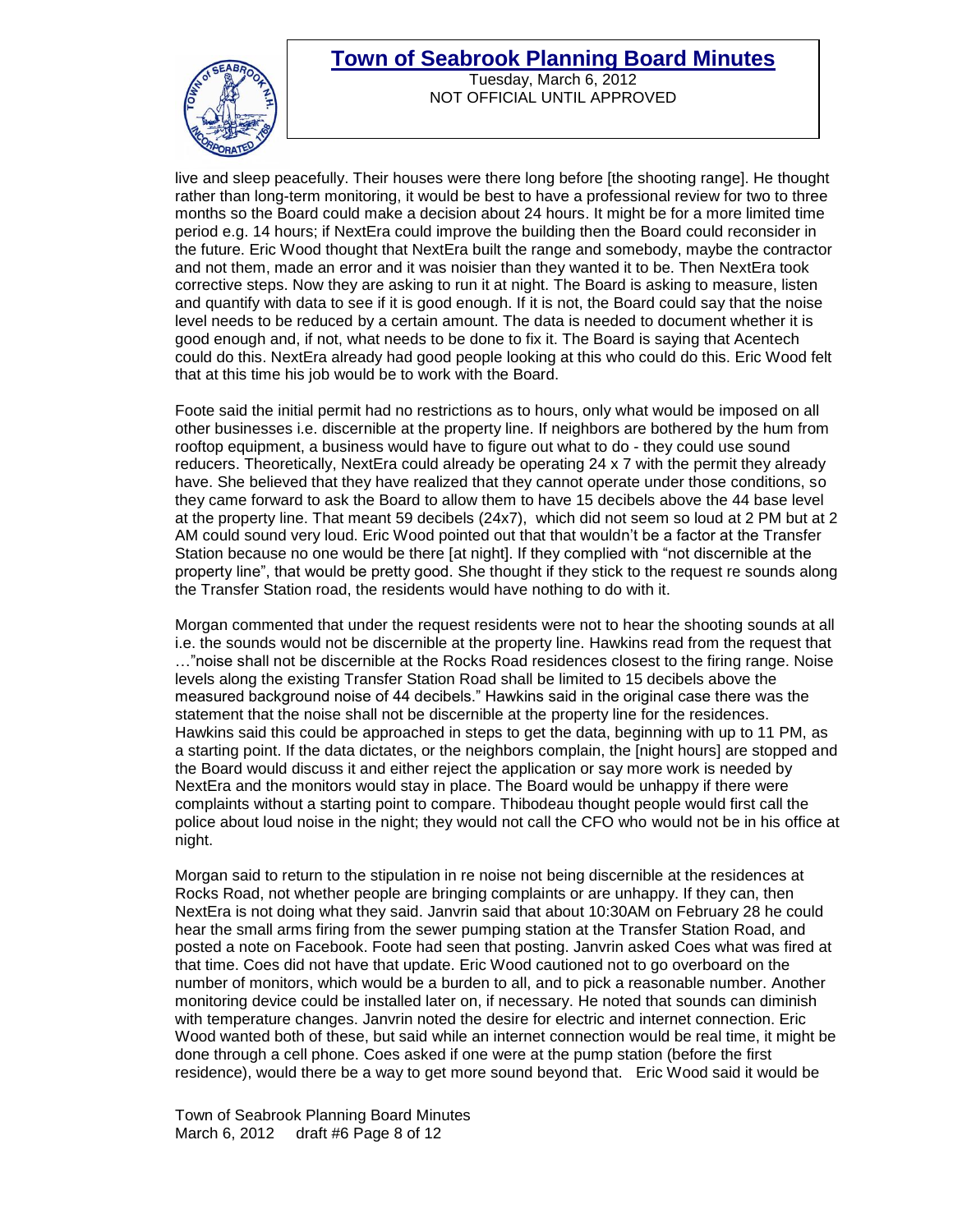live and sleep peacefully. Their houses were there long before [the shooting range]. He thought rather than long-term monitoring, it would be best to have a professional review for two to three months so the Board could make a decision about 24 hours. It might be for a more limited time period e.g. 14 hours; if NextEra could improve the building then the Board could reconsider in the future. Eric Wood thought that NextEra built the range and somebody, maybe the contractor and not them, made an error and it was noisier than they wanted it to be. Then NextEra took corrective steps. Now they are asking to run it at night. The Board is asking to measure, listen and quantify with data to see if it is good enough. If it is not, the Board could say that the noise level needs to be reduced by a certain amount. The data is needed to document whether it is good enough and, if not, what needs to be done to fix it. The Board is saying that Acentech could do this. NextEra already had good people looking at this who could do this. Eric Wood felt that at this time his job would be to work with the Board.

Foote said the initial permit had no restrictions as to hours, only what would be imposed on all other businesses i.e. discernible at the property line. If neighbors are bothered by the hum from rooftop equipment, a business would have to figure out what to do - they could use sound reducers. Theoretically, NextEra could already be operating 24 x 7 with the permit they already have. She believed that they have realized that they cannot operate under those conditions, so they came forward to ask the Board to allow them to have 15 decibels above the 44 base level at the property line. That meant 59 decibels (24x7), which did not seem so loud at 2 PM but at 2 AM could sound very loud. Eric Wood pointed out that that wouldn't be a factor at the Transfer Station because no one would be there [at night]. If they complied with "not discernible at the property line", that would be pretty good. She thought if they stick to the request re sounds along the Transfer Station road, the residents would have nothing to do with it.

Morgan commented that under the request residents were not to hear the shooting sounds at all i.e. the sounds would not be discernible at the property line. Hawkins read from the request that …"noise shall not be discernible at the Rocks Road residences closest to the firing range. Noise levels along the existing Transfer Station Road shall be limited to 15 decibels above the measured background noise of 44 decibels." Hawkins said in the original case there was the statement that the noise shall not be discernible at the property line for the residences. Hawkins said this could be approached in steps to get the data, beginning with up to 11 PM, as a starting point. If the data dictates, or the neighbors complain, the [night hours] are stopped and the Board would discuss it and either reject the application or say more work is needed by NextEra and the monitors would stay in place. The Board would be unhappy if there were complaints without a starting point to compare. Thibodeau thought people would first call the police about loud noise in the night; they would not call the CFO who would not be in his office at night.

Morgan said to return to the stipulation in re noise not being discernible at the residences at Rocks Road, not whether people are bringing complaints or are unhappy. If they can, then NextEra is not doing what they said. Janvrin said that about 10:30AM on February 28 he could hear the small arms firing from the sewer pumping station at the Transfer Station Road, and posted a note on Facebook. Foote had seen that posting. Janvrin asked Coes what was fired at that time. Coes did not have that update. Eric Wood cautioned not to go overboard on the number of monitors, which would be a burden to all, and to pick a reasonable number. Another monitoring device could be installed later on, if necessary. He noted that sounds can diminish with temperature changes. Janvrin noted the desire for electric and internet connection. Eric Wood wanted both of these, but said while an internet connection would be real time, it might be done through a cell phone. Coes asked if one were at the pump station (before the first residence), would there be a way to get more sound beyond that. Eric Wood said it would be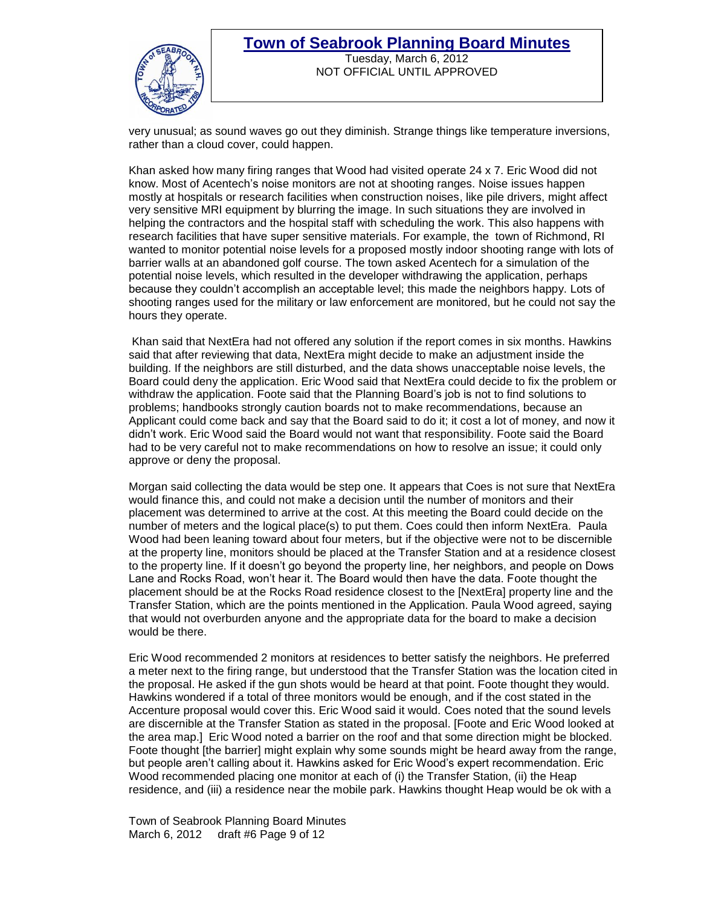very unusual; as sound waves go out they diminish. Strange things like temperature inversions, rather than a cloud cover, could happen.

Khan asked how many firing ranges that Wood had visited operate 24 x 7. Eric Wood did not know. Most of Acentech's noise monitors are not at shooting ranges. Noise issues happen mostly at hospitals or research facilities when construction noises, like pile drivers, might affect very sensitive MRI equipment by blurring the image. In such situations they are involved in helping the contractors and the hospital staff with scheduling the work. This also happens with research facilities that have super sensitive materials. For example, the town of Richmond, RI wanted to monitor potential noise levels for a proposed mostly indoor shooting range with lots of barrier walls at an abandoned golf course. The town asked Acentech for a simulation of the potential noise levels, which resulted in the developer withdrawing the application, perhaps because they couldn't accomplish an acceptable level; this made the neighbors happy. Lots of shooting ranges used for the military or law enforcement are monitored, but he could not say the hours they operate.

Khan said that NextEra had not offered any solution if the report comes in six months. Hawkins said that after reviewing that data, NextEra might decide to make an adjustment inside the building. If the neighbors are still disturbed, and the data shows unacceptable noise levels, the Board could deny the application. Eric Wood said that NextEra could decide to fix the problem or withdraw the application. Foote said that the Planning Board's job is not to find solutions to problems; handbooks strongly caution boards not to make recommendations, because an Applicant could come back and say that the Board said to do it; it cost a lot of money, and now it didn't work. Eric Wood said the Board would not want that responsibility. Foote said the Board had to be very careful not to make recommendations on how to resolve an issue; it could only approve or deny the proposal.

Morgan said collecting the data would be step one. It appears that Coes is not sure that NextEra would finance this, and could not make a decision until the number of monitors and their placement was determined to arrive at the cost. At this meeting the Board could decide on the number of meters and the logical place(s) to put them. Coes could then inform NextEra. Paula Wood had been leaning toward about four meters, but if the objective were not to be discernible at the property line, monitors should be placed at the Transfer Station and at a residence closest to the property line. If it doesn't go beyond the property line, her neighbors, and people on Dows Lane and Rocks Road, won't hear it. The Board would then have the data. Foote thought the placement should be at the Rocks Road residence closest to the [NextEra] property line and the Transfer Station, which are the points mentioned in the Application. Paula Wood agreed, saying that would not overburden anyone and the appropriate data for the board to make a decision would be there.

Eric Wood recommended 2 monitors at residences to better satisfy the neighbors. He preferred a meter next to the firing range, but understood that the Transfer Station was the location cited in the proposal. He asked if the gun shots would be heard at that point. Foote thought they would. Hawkins wondered if a total of three monitors would be enough, and if the cost stated in the Accenture proposal would cover this. Eric Wood said it would. Coes noted that the sound levels are discernible at the Transfer Station as stated in the proposal. [Foote and Eric Wood looked at the area map.] Eric Wood noted a barrier on the roof and that some direction might be blocked. Foote thought [the barrier] might explain why some sounds might be heard away from the range, but people aren't calling about it. Hawkins asked for Eric Wood's expert recommendation. Eric Wood recommended placing one monitor at each of (i) the Transfer Station, (ii) the Heap residence, and (iii) a residence near the mobile park. Hawkins thought Heap would be ok with a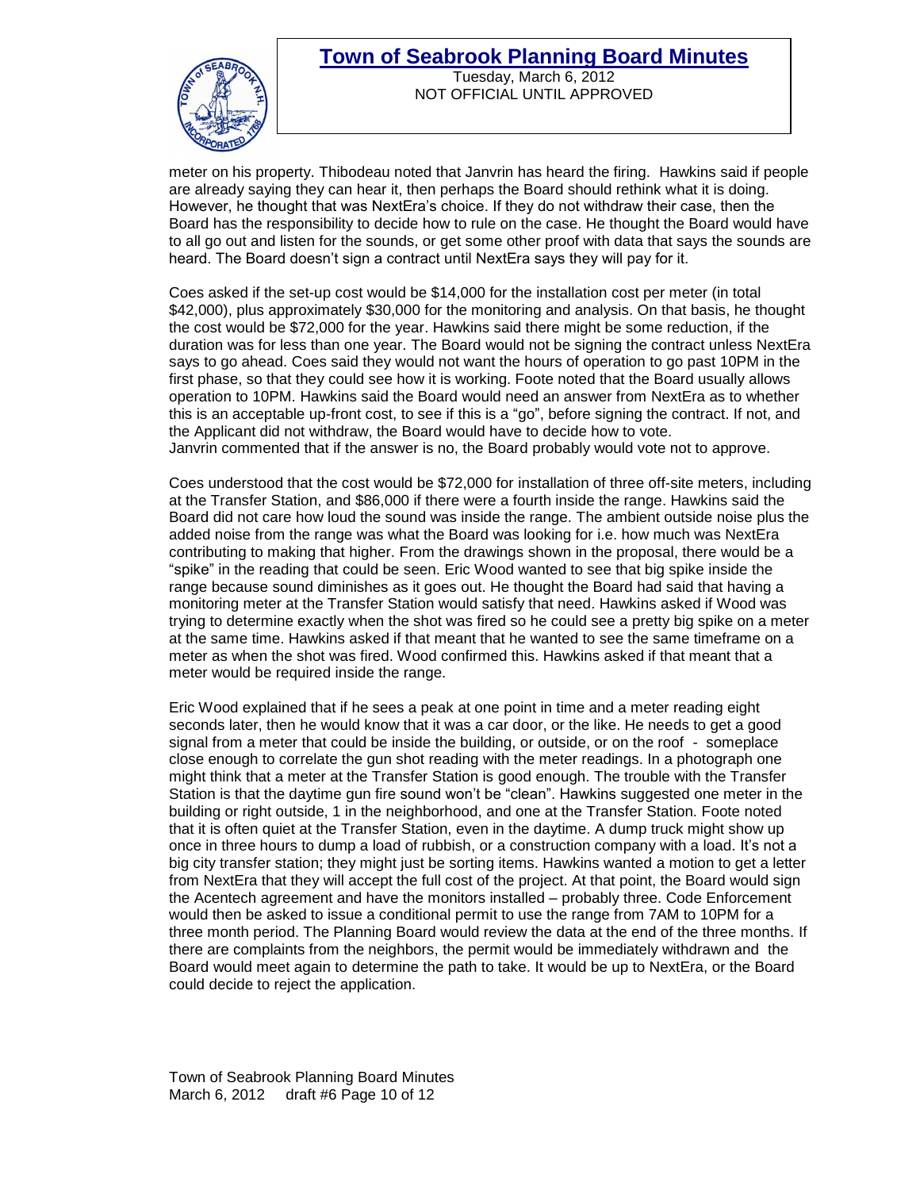meter on his property. Thibodeau noted that Janvrin has heard the firing. Hawkins said if people are already saying they can hear it, then perhaps the Board should rethink what it is doing. However, he thought that was NextEra's choice. If they do not withdraw their case, then the Board has the responsibility to decide how to rule on the case. He thought the Board would have to all go out and listen for the sounds, or get some other proof with data that says the sounds are heard. The Board doesn't sign a contract until NextEra says they will pay for it.

Coes asked if the set-up cost would be $14,000 for the installation cost per meter (in total $42,000), plus approximately $30,000 for the monitoring and analysis. On that basis, he thought the cost would be $72,000 for the year. Hawkins said there might be some reduction, if the duration was for less than one year. The Board would not be signing the contract unless NextEra says to go ahead. Coes said they would not want the hours of operation to go past 10PM in the first phase, so that they could see how it is working. Foote noted that the Board usually allows operation to 10PM. Hawkins said the Board would need an answer from NextEra as to whether this is an acceptable up-front cost, to see if this is a "go", before signing the contract. If not, and the Applicant did not withdraw, the Board would have to decide how to vote.
Janvrin commented that if the answer is no, the Board probably would vote not to approve.

Coes understood that the cost would be $72,000 for installation of three off-site meters, including at the Transfer Station, and $86,000 if there were a fourth inside the range. Hawkins said the Board did not care how loud the sound was inside the range. The ambient outside noise plus the added noise from the range was what the Board was looking for i.e. how much was NextEra contributing to making that higher. From the drawings shown in the proposal, there would be a "spike" in the reading that could be seen. Eric Wood wanted to see that big spike inside the range because sound diminishes as it goes out. He thought the Board had said that having a monitoring meter at the Transfer Station would satisfy that need. Hawkins asked if Wood was trying to determine exactly when the shot was fired so he could see a pretty big spike on a meter at the same time. Hawkins asked if that meant that he wanted to see the same timeframe on a meter as when the shot was fired. Wood confirmed this. Hawkins asked if that meant that a meter would be required inside the range.

Eric Wood explained that if he sees a peak at one point in time and a meter reading eight seconds later, then he would know that it was a car door, or the like. He needs to get a good signal from a meter that could be inside the building, or outside, or on the roof - someplace close enough to correlate the gun shot reading with the meter readings. In a photograph one might think that a meter at the Transfer Station is good enough. The trouble with the Transfer Station is that the daytime gun fire sound won't be "clean". Hawkins suggested one meter in the building or right outside, 1 in the neighborhood, and one at the Transfer Station. Foote noted that it is often quiet at the Transfer Station, even in the daytime. A dump truck might show up once in three hours to dump a load of rubbish, or a construction company with a load. It's not a big city transfer station; they might just be sorting items. Hawkins wanted a motion to get a letter from NextEra that they will accept the full cost of the project. At that point, the Board would sign the Acentech agreement and have the monitors installed – probably three. Code Enforcement would then be asked to issue a conditional permit to use the range from 7AM to 10PM for a three month period. The Planning Board would review the data at the end of the three months. If there are complaints from the neighbors, the permit would be immediately withdrawn and the Board would meet again to determine the path to take. It would be up to NextEra, or the Board could decide to reject the application.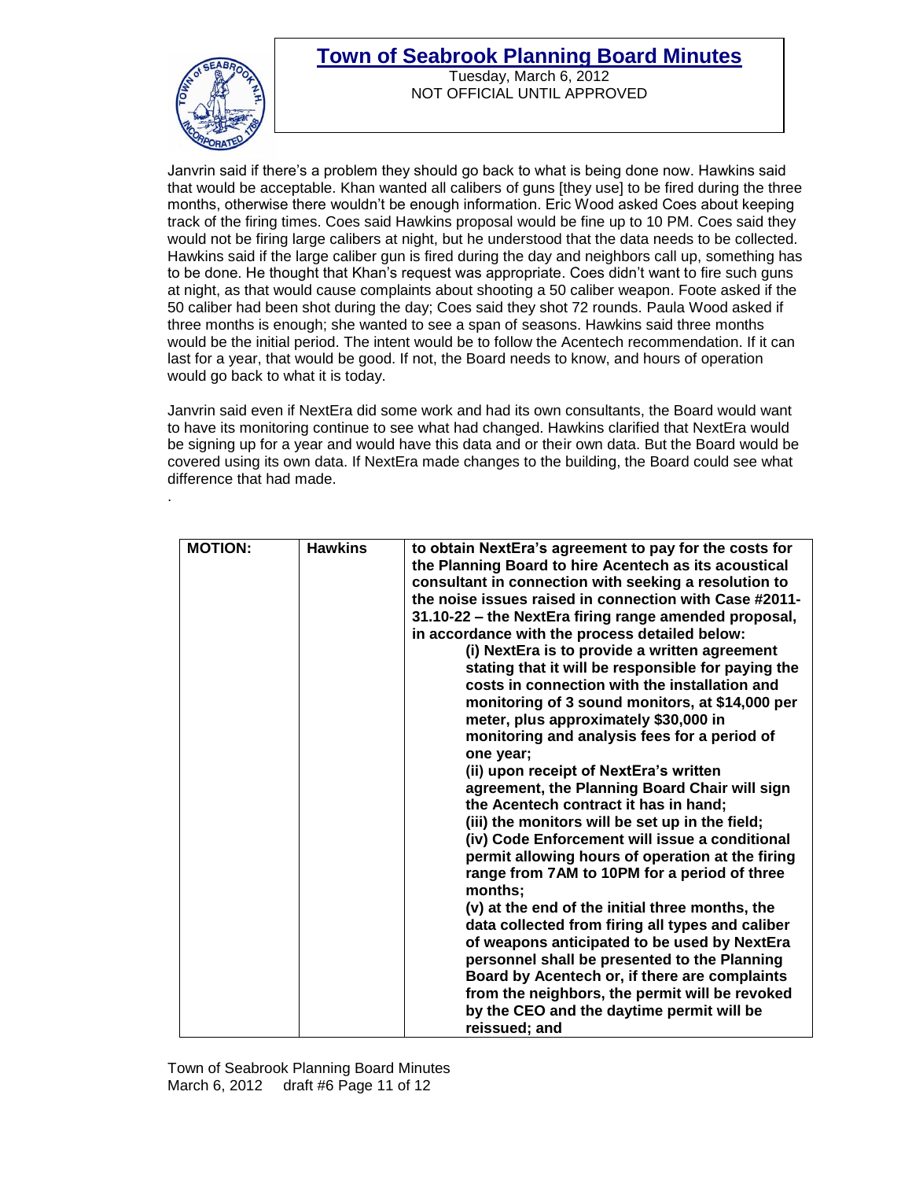Janvrin said if there's a problem they should go back to what is being done now. Hawkins said that would be acceptable. Khan wanted all calibers of guns [they use] to be fired during the three months, otherwise there wouldn't be enough information. Eric Wood asked Coes about keeping track of the firing times. Coes said Hawkins proposal would be fine up to 10 PM. Coes said they would not be firing large calibers at night, but he understood that the data needs to be collected. Hawkins said if the large caliber gun is fired during the day and neighbors call up, something has to be done. He thought that Khan's request was appropriate. Coes didn't want to fire such guns at night, as that would cause complaints about shooting a 50 caliber weapon. Foote asked if the 50 caliber had been shot during the day; Coes said they shot 72 rounds. Paula Wood asked if three months is enough; she wanted to see a span of seasons. Hawkins said three months would be the initial period. The intent would be to follow the Acentech recommendation. If it can last for a year, that would be good. If not, the Board needs to know, and hours of operation would go back to what it is today.

Janvrin said even if NextEra did some work and had its own consultants, the Board would want to have its monitoring continue to see what had changed. Hawkins clarified that NextEra would be signing up for a year and would have this data and or their own data. But the Board would be covered using its own data. If NextEra made changes to the building, the Board could see what difference that had made.

.

| **MOTION:** | **Hawkins** | **to obtain NextEra's agreement to pay for the costs for the Planning Board to hire Acentech as its acoustical consultant in connection with seeking a resolution to the noise issues raised in connection with Case #2011-31.10-22 – the NextEra firing range amended proposal, in accordance with the process detailed below:**<br>**(i) NextEra is to provide a written agreement stating that it will be responsible for paying the costs in connection with the installation and monitoring of 3 sound monitors, at $14,000 per meter, plus approximately $30,000 in monitoring and analysis fees for a period of one year;**<br>**(ii) upon receipt of NextEra's written agreement, the Planning Board Chair will sign the Acentech contract it has in hand;**<br>**(iii) the monitors will be set up in the field;**<br>**(iv) Code Enforcement will issue a conditional permit allowing hours of operation at the firing range from 7AM to 10PM for a period of three months;**<br>**(v) at the end of the initial three months, the data collected from firing all types and caliber of weapons anticipated to be used by NextEra personnel shall be presented to the Planning Board by Acentech or, if there are complaints from the neighbors, the permit will be revoked by the CEO and the daytime permit will be reissued; and** |
|---|---|---|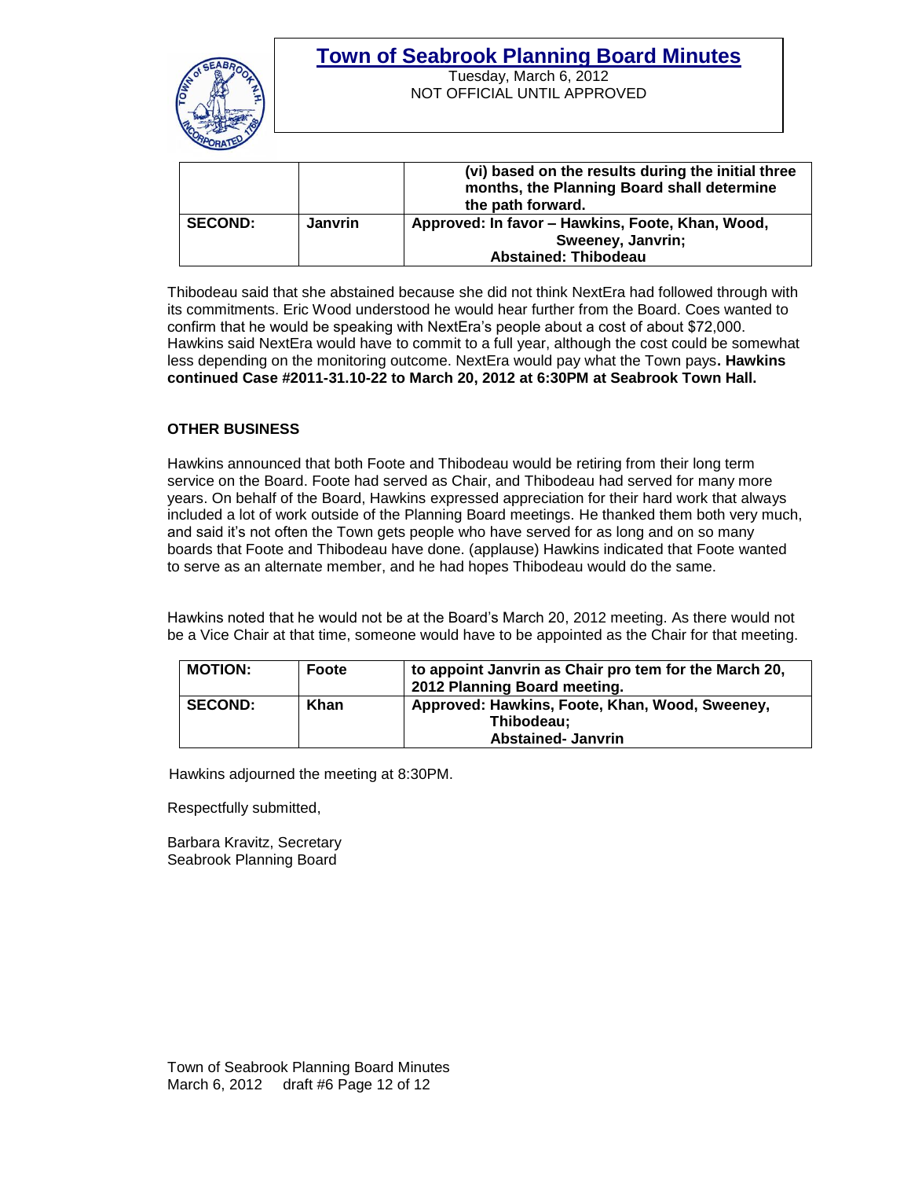| | | |
|---|---|---|
| | | **(vi) based on the results during the initial three months, the Planning Board shall determine the path forward.** |
| **SECOND:** | **Janvrin** | **Approved: In favor – Hawkins, Foote, Khan, Wood, Sweeney, Janvrin; Abstained: Thibodeau** |

Thibodeau said that she abstained because she did not think NextEra had followed through with its commitments. Eric Wood understood he would hear further from the Board. Coes wanted to confirm that he would be speaking with NextEra's people about a cost of about $72,000. Hawkins said NextEra would have to commit to a full year, although the cost could be somewhat less depending on the monitoring outcome. NextEra would pay what the Town pays**. Hawkins continued Case #2011-31.10-22 to March 20, 2012 at 6:30PM at Seabrook Town Hall.**

**OTHER BUSINESS**

Hawkins announced that both Foote and Thibodeau would be retiring from their long term service on the Board. Foote had served as Chair, and Thibodeau had served for many more years. On behalf of the Board, Hawkins expressed appreciation for their hard work that always included a lot of work outside of the Planning Board meetings. He thanked them both very much, and said it's not often the Town gets people who have served for as long and on so many boards that Foote and Thibodeau have done. (applause) Hawkins indicated that Foote wanted to serve as an alternate member, and he had hopes Thibodeau would do the same.

Hawkins noted that he would not be at the Board's March 20, 2012 meeting. As there would not be a Vice Chair at that time, someone would have to be appointed as the Chair for that meeting.

| | | |
|---|---|---|
| **MOTION:** | **Foote** | **to appoint Janvrin as Chair pro tem for the March 20, 2012 Planning Board meeting.** |
| **SECOND:** | **Khan** | **Approved: Hawkins, Foote, Khan, Wood, Sweeney, Thibodeau; Abstained- Janvrin** |

Hawkins adjourned the meeting at 8:30PM.

Respectfully submitted,

Barbara Kravitz, Secretary
Seabrook Planning Board